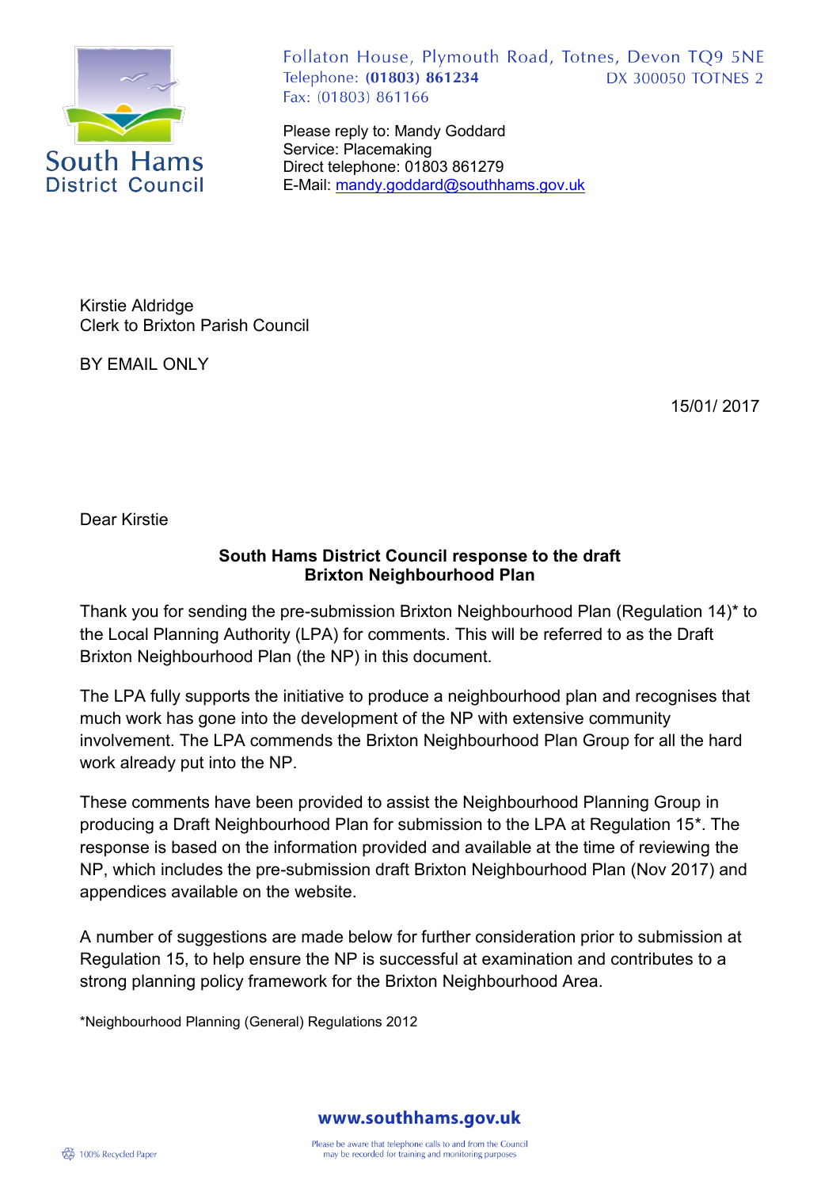South Hams District Council

Follaton House, Plymouth Road, Totnes, Devon TQ9 5NE
Telephone: **(01803) 861234** DX 300050 TOTNES 2
Fax: (01803) 861166

Please reply to: Mandy Goddard
Service: Placemaking
Direct telephone: 01803 861279
E-Mail: mandy.goddard@southhams.gov.uk

Kirstie Aldridge
Clerk to Brixton Parish Council

BY EMAIL ONLY

15/01/ 2017

Dear Kirstie

**South Hams District Council response to the draft Brixton Neighbourhood Plan**

Thank you for sending the pre-submission Brixton Neighbourhood Plan (Regulation 14)* to the Local Planning Authority (LPA) for comments. This will be referred to as the Draft Brixton Neighbourhood Plan (the NP) in this document.

The LPA fully supports the initiative to produce a neighbourhood plan and recognises that much work has gone into the development of the NP with extensive community involvement. The LPA commends the Brixton Neighbourhood Plan Group for all the hard work already put into the NP.

These comments have been provided to assist the Neighbourhood Planning Group in producing a Draft Neighbourhood Plan for submission to the LPA at Regulation 15*. The response is based on the information provided and available at the time of reviewing the NP, which includes the pre-submission draft Brixton Neighbourhood Plan (Nov 2017) and appendices available on the website.

A number of suggestions are made below for further consideration prior to submission at Regulation 15, to help ensure the NP is successful at examination and contributes to a strong planning policy framework for the Brixton Neighbourhood Area.

*Neighbourhood Planning (General) Regulations 2012

www.southhams.gov.uk

100% Recycled Paper

Please be aware that telephone calls to and from the Council may be recorded for training and monitoring purposes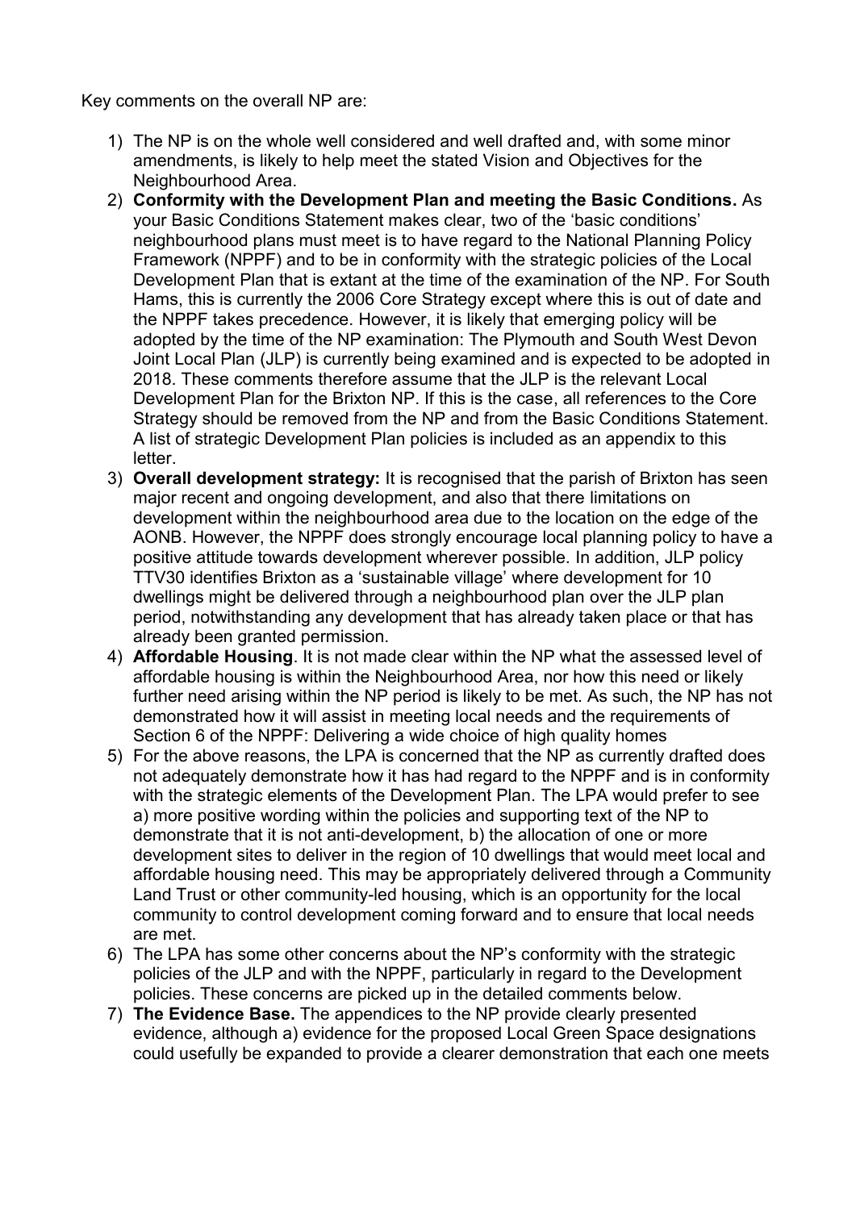Key comments on the overall NP are:

1) The NP is on the whole well considered and well drafted and, with some minor amendments, is likely to help meet the stated Vision and Objectives for the Neighbourhood Area.
2) **Conformity with the Development Plan and meeting the Basic Conditions.** As your Basic Conditions Statement makes clear, two of the 'basic conditions' neighbourhood plans must meet is to have regard to the National Planning Policy Framework (NPPF) and to be in conformity with the strategic policies of the Local Development Plan that is extant at the time of the examination of the NP. For South Hams, this is currently the 2006 Core Strategy except where this is out of date and the NPPF takes precedence. However, it is likely that emerging policy will be adopted by the time of the NP examination: The Plymouth and South West Devon Joint Local Plan (JLP) is currently being examined and is expected to be adopted in 2018. These comments therefore assume that the JLP is the relevant Local Development Plan for the Brixton NP. If this is the case, all references to the Core Strategy should be removed from the NP and from the Basic Conditions Statement. A list of strategic Development Plan policies is included as an appendix to this letter.
3) **Overall development strategy:** It is recognised that the parish of Brixton has seen major recent and ongoing development, and also that there limitations on development within the neighbourhood area due to the location on the edge of the AONB. However, the NPPF does strongly encourage local planning policy to have a positive attitude towards development wherever possible. In addition, JLP policy TTV30 identifies Brixton as a 'sustainable village' where development for 10 dwellings might be delivered through a neighbourhood plan over the JLP plan period, notwithstanding any development that has already taken place or that has already been granted permission.
4) **Affordable Housing**. It is not made clear within the NP what the assessed level of affordable housing is within the Neighbourhood Area, nor how this need or likely further need arising within the NP period is likely to be met. As such, the NP has not demonstrated how it will assist in meeting local needs and the requirements of Section 6 of the NPPF: Delivering a wide choice of high quality homes
5) For the above reasons, the LPA is concerned that the NP as currently drafted does not adequately demonstrate how it has had regard to the NPPF and is in conformity with the strategic elements of the Development Plan. The LPA would prefer to see a) more positive wording within the policies and supporting text of the NP to demonstrate that it is not anti-development, b) the allocation of one or more development sites to deliver in the region of 10 dwellings that would meet local and affordable housing need. This may be appropriately delivered through a Community Land Trust or other community-led housing, which is an opportunity for the local community to control development coming forward and to ensure that local needs are met.
6) The LPA has some other concerns about the NP's conformity with the strategic policies of the JLP and with the NPPF, particularly in regard to the Development policies. These concerns are picked up in the detailed comments below.
7) **The Evidence Base.** The appendices to the NP provide clearly presented evidence, although a) evidence for the proposed Local Green Space designations could usefully be expanded to provide a clearer demonstration that each one meets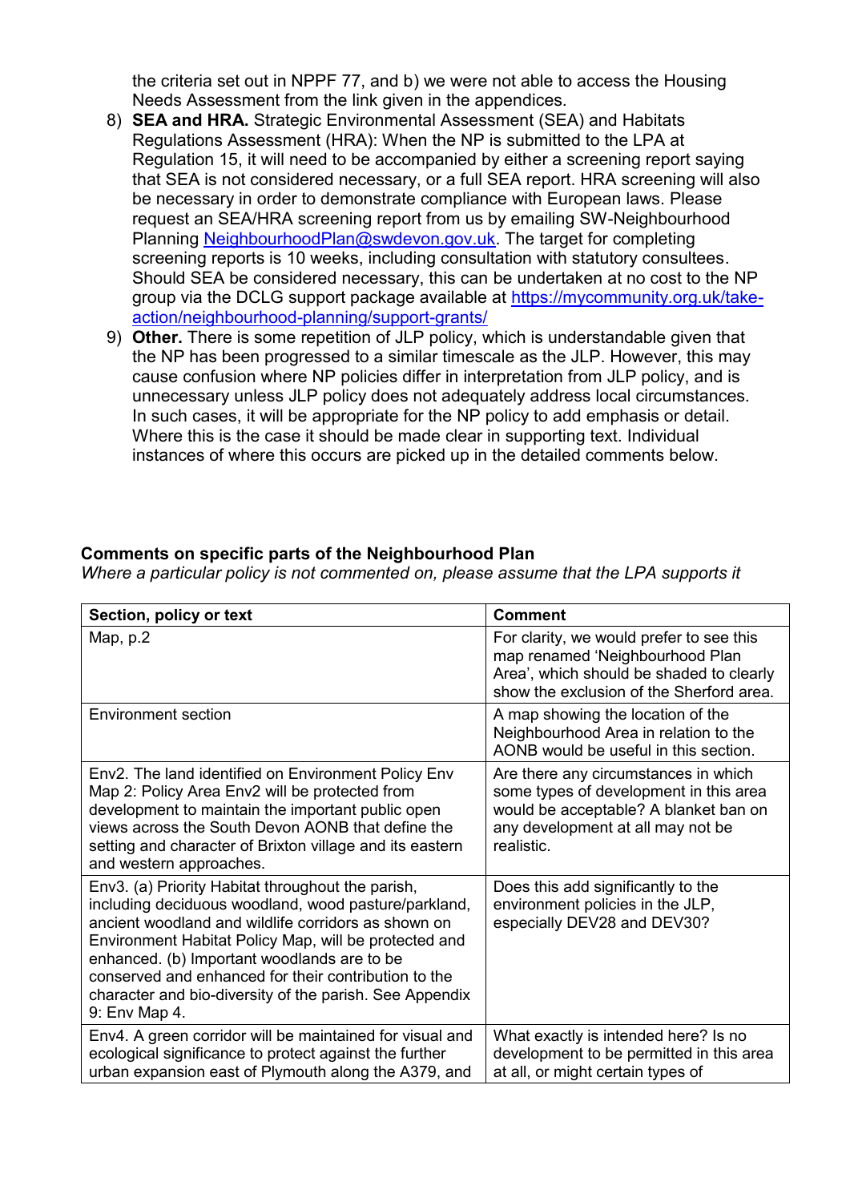the criteria set out in NPPF 77, and b) we were not able to access the Housing Needs Assessment from the link given in the appendices.

8) **SEA and HRA.** Strategic Environmental Assessment (SEA) and Habitats Regulations Assessment (HRA): When the NP is submitted to the LPA at Regulation 15, it will need to be accompanied by either a screening report saying that SEA is not considered necessary, or a full SEA report. HRA screening will also be necessary in order to demonstrate compliance with European laws. Please request an SEA/HRA screening report from us by emailing SW-Neighbourhood Planning NeighbourhoodPlan@swdevon.gov.uk. The target for completing screening reports is 10 weeks, including consultation with statutory consultees. Should SEA be considered necessary, this can be undertaken at no cost to the NP group via the DCLG support package available at https://mycommunity.org.uk/take-action/neighbourhood-planning/support-grants/
9) **Other.** There is some repetition of JLP policy, which is understandable given that the NP has been progressed to a similar timescale as the JLP. However, this may cause confusion where NP policies differ in interpretation from JLP policy, and is unnecessary unless JLP policy does not adequately address local circumstances. In such cases, it will be appropriate for the NP policy to add emphasis or detail. Where this is the case it should be made clear in supporting text. Individual instances of where this occurs are picked up in the detailed comments below.

**Comments on specific parts of the Neighbourhood Plan**

*Where a particular policy is not commented on, please assume that the LPA supports it*

| Section, policy or text | Comment |
|---|---|
| Map, p.2 | For clarity, we would prefer to see this map renamed 'Neighbourhood Plan Area', which should be shaded to clearly show the exclusion of the Sherford area. |
| Environment section | A map showing the location of the Neighbourhood Area in relation to the AONB would be useful in this section. |
| Env2. The land identified on Environment Policy Env Map 2: Policy Area Env2 will be protected from development to maintain the important public open views across the South Devon AONB that define the setting and character of Brixton village and its eastern and western approaches. | Are there any circumstances in which some types of development in this area would be acceptable? A blanket ban on any development at all may not be realistic. |
| Env3. (a) Priority Habitat throughout the parish, including deciduous wood, wood pasture/parkland, ancient woodland and wildlife corridors as shown on Environment Habitat Policy Map, will be protected and enhanced. (b) Important woodlands are to be conserved and enhanced for their contribution to the character and bio-diversity of the parish. See Appendix 9: Env Map 4. | Does this add significantly to the environment policies in the JLP, especially DEV28 and DEV30? |
| Env4. A green corridor will be maintained for visual and ecological significance to protect against the further urban expansion east of Plymouth along the A379, and | What exactly is intended here? Is no development to be permitted in this area at all, or might certain types of |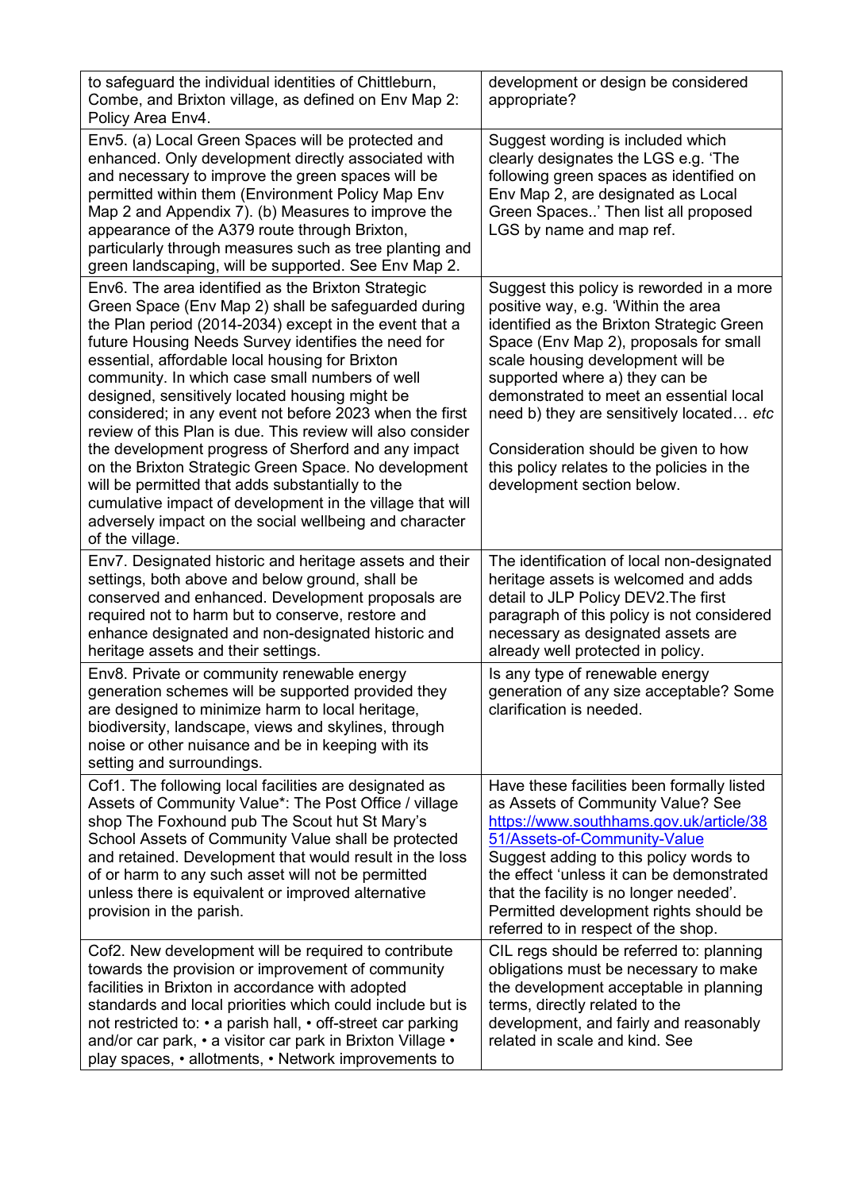| | |
|---|---|
| to safeguard the individual identities of Chittleburn, Combe, and Brixton village, as defined on Env Map 2: Policy Area Env4. | development or design be considered appropriate? |
| Env5. (a) Local Green Spaces will be protected and enhanced. Only development directly associated with and necessary to improve the green spaces will be permitted within them (Environment Policy Map Env Map 2 and Appendix 7). (b) Measures to improve the appearance of the A379 route through Brixton, particularly through measures such as tree planting and green landscaping, will be supported. See Env Map 2. | Suggest wording is included which clearly designates the LGS e.g. 'The following green spaces as identified on Env Map 2, are designated as Local Green Spaces..' Then list all proposed LGS by name and map ref. |
| Env6. The area identified as the Brixton Strategic Green Space (Env Map 2) shall be safeguarded during the Plan period (2014-2034) except in the event that a future Housing Needs Survey identifies the need for essential, affordable local housing for Brixton community. In which case small numbers of well designed, sensitively located housing might be considered; in any event not before 2023 when the first review of this Plan is due. This review will also consider the development progress of Sherford and any impact on the Brixton Strategic Green Space. No development will be permitted that adds substantially to the cumulative impact of development in the village that will adversely impact on the social wellbeing and character of the village. | Suggest this policy is reworded in a more positive way, e.g. 'Within the area identified as the Brixton Strategic Green Space (Env Map 2), proposals for small scale housing development will be supported where a) they can be demonstrated to meet an essential local need b) they are sensitively located… *etc*<br><br>Consideration should be given to how this policy relates to the policies in the development section below. |
| Env7. Designated historic and heritage assets and their settings, both above and below ground, shall be conserved and enhanced. Development proposals are required not to harm but to conserve, restore and enhance designated and non-designated historic and heritage assets and their settings. | The identification of local non-designated heritage assets is welcomed and adds detail to JLP Policy DEV2.The first paragraph of this policy is not considered necessary as designated assets are already well protected in policy. |
| Env8. Private or community renewable energy generation schemes will be supported provided they are designed to minimize harm to local heritage, biodiversity, landscape, views and skylines, through noise or other nuisance and be in keeping with its setting and surroundings. | Is any type of renewable energy generation of any size acceptable? Some clarification is needed. |
| Cof1. The following local facilities are designated as Assets of Community Value*: The Post Office / village shop The Foxhound pub The Scout hut St Mary's School Assets of Community Value shall be protected and retained. Development that would result in the loss of or harm to any such asset will not be permitted unless there is equivalent or improved alternative provision in the parish. | Have these facilities been formally listed as Assets of Community Value? See [https://www.southhams.gov.uk/article/3851/Assets-of-Community-Value](https://www.southhams.gov.uk/article/3851/Assets-of-Community-Value) Suggest adding to this policy words to the effect 'unless it can be demonstrated that the facility is no longer needed'. Permitted development rights should be referred to in respect of the shop. |
| Cof2. New development will be required to contribute towards the provision or improvement of community facilities in Brixton in accordance with adopted standards and local priorities which could include but is not restricted to: • a parish hall, • off-street car parking and/or car park, • a visitor car park in Brixton Village • play spaces, • allotments, • Network improvements to | CIL regs should be referred to: planning obligations must be necessary to make the development acceptable in planning terms, directly related to the development, and fairly and reasonably related in scale and kind. See |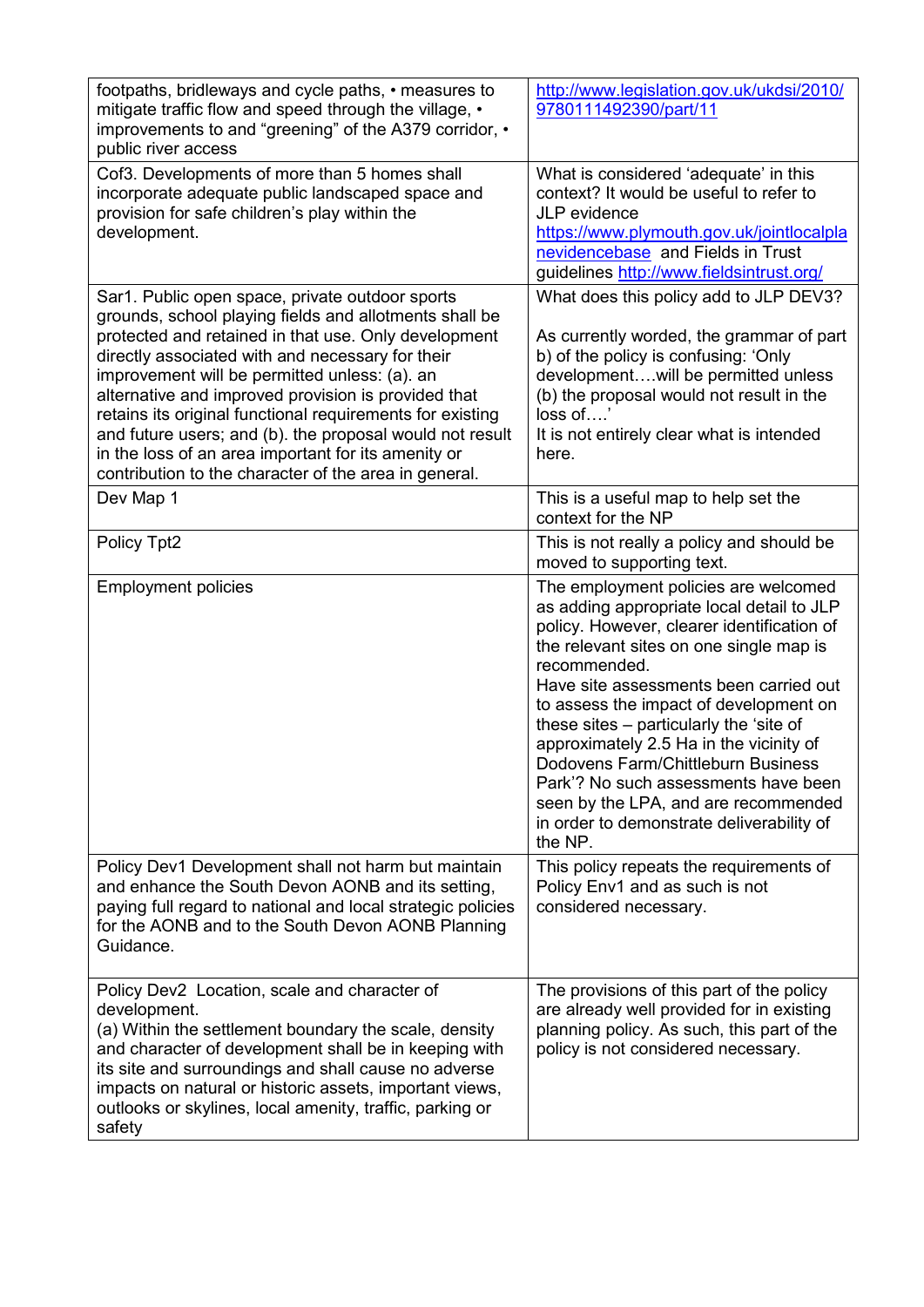| | |
|---|---|
| footpaths, bridleways and cycle paths, • measures to mitigate traffic flow and speed through the village, • improvements to and "greening" of the A379 corridor, • public river access | http://www.legislation.gov.uk/ukdsi/2010/9780111492390/part/11 |
| Cof3. Developments of more than 5 homes shall incorporate adequate public landscaped space and provision for safe children's play within the development. | What is considered 'adequate' in this context? It would be useful to refer to JLP evidence https://www.plymouth.gov.uk/jointlocalplanevidencebase and Fields in Trust guidelines http://www.fieldsintrust.org/ |
| Sar1. Public open space, private outdoor sports grounds, school playing fields and allotments shall be protected and retained in that use. Only development directly associated with and necessary for their improvement will be permitted unless: (a). an alternative and improved provision is provided that retains its original functional requirements for existing and future users; and (b). the proposal would not result in the loss of an area important for its amenity or contribution to the character of the area in general. | What does this policy add to JLP DEV3?<br><br>As currently worded, the grammar of part b) of the policy is confusing: 'Only development….will be permitted unless (b) the proposal would not result in the loss of….'<br>It is not entirely clear what is intended here. |
| Dev Map 1 | This is a useful map to help set the context for the NP |
| Policy Tpt2 | This is not really a policy and should be moved to supporting text. |
| Employment policies | The employment policies are welcomed as adding appropriate local detail to JLP policy. However, clearer identification of the relevant sites on one single map is recommended.<br>Have site assessments been carried out to assess the impact of development on these sites – particularly the 'site of approximately 2.5 Ha in the vicinity of Dodovens Farm/Chittleburn Business Park'? No such assessments have been seen by the LPA, and are recommended in order to demonstrate deliverability of the NP. |
| Policy Dev1 Development shall not harm but maintain and enhance the South Devon AONB and its setting, paying full regard to national and local strategic policies for the AONB and to the South Devon AONB Planning Guidance. | This policy repeats the requirements of Policy Env1 and as such is not considered necessary. |
| Policy Dev2 Location, scale and character of development.<br>(a) Within the settlement boundary the scale, density and character of development shall be in keeping with its site and surroundings and shall cause no adverse impacts on natural or historic assets, important views, outlooks or skylines, local amenity, traffic, parking or safety | The provisions of this part of the policy are already well provided for in existing planning policy. As such, this part of the policy is not considered necessary. |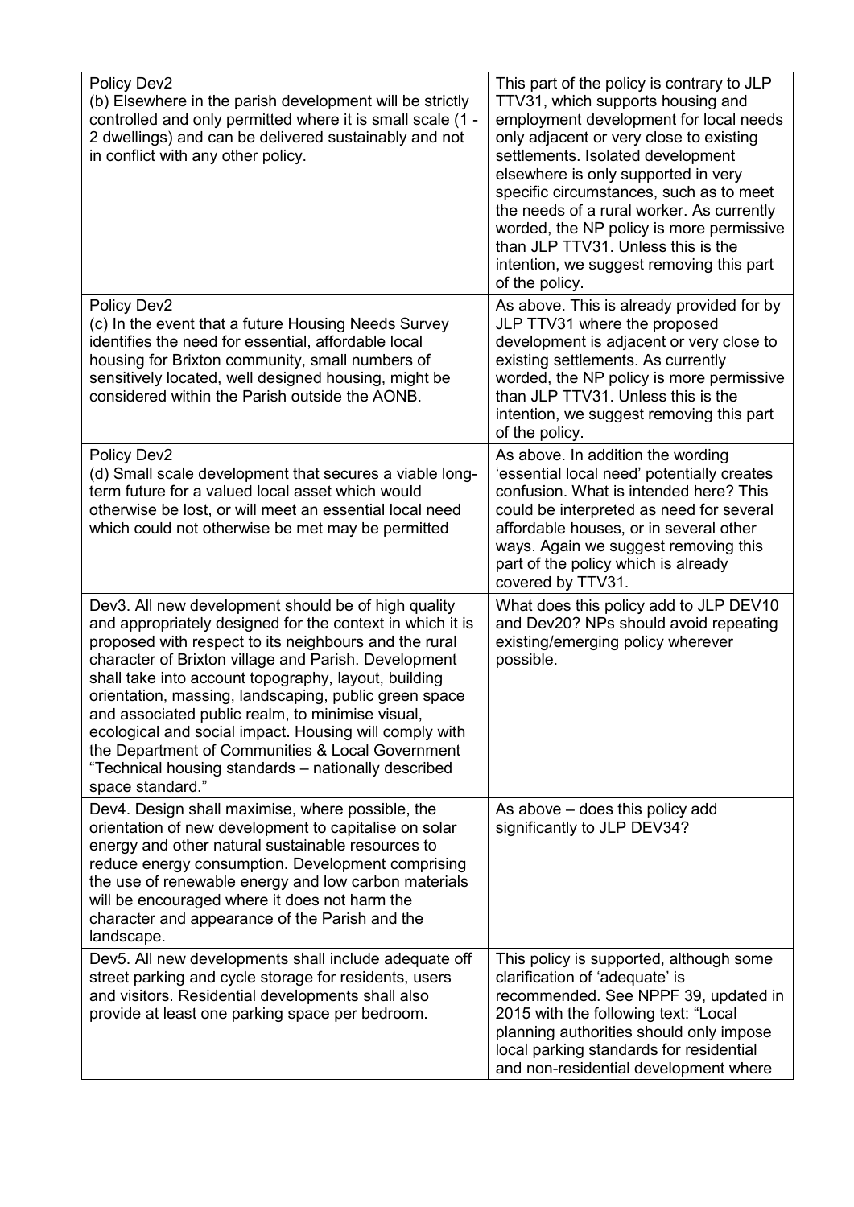| | |
|---|---|
| Policy Dev2<br>(b) Elsewhere in the parish development will be strictly controlled and only permitted where it is small scale (1 - 2 dwellings) and can be delivered sustainably and not in conflict with any other policy. | This part of the policy is contrary to JLP TTV31, which supports housing and employment development for local needs only adjacent or very close to existing settlements. Isolated development elsewhere is only supported in very specific circumstances, such as to meet the needs of a rural worker. As currently worded, the NP policy is more permissive than JLP TTV31. Unless this is the intention, we suggest removing this part of the policy. |
| Policy Dev2<br>(c) In the event that a future Housing Needs Survey identifies the need for essential, affordable local housing for Brixton community, small numbers of sensitively located, well designed housing, might be considered within the Parish outside the AONB. | As above. This is already provided for by JLP TTV31 where the proposed development is adjacent or very close to existing settlements. As currently worded, the NP policy is more permissive than JLP TTV31. Unless this is the intention, we suggest removing this part of the policy. |
| Policy Dev2<br>(d) Small scale development that secures a viable long-term future for a valued local asset which would otherwise be lost, or will meet an essential local need which could not otherwise be met may be permitted | As above. In addition the wording 'essential local need' potentially creates confusion. What is intended here? This could be interpreted as need for several affordable houses, or in several other ways. Again we suggest removing this part of the policy which is already covered by TTV31. |
| Dev3. All new development should be of high quality and appropriately designed for the context in which it is proposed with respect to its neighbours and the rural character of Brixton village and Parish. Development shall take into account topography, layout, building orientation, massing, landscaping, public green space and associated public realm, to minimise visual, ecological and social impact. Housing will comply with the Department of Communities & Local Government "Technical housing standards – nationally described space standard." | What does this policy add to JLP DEV10 and Dev20? NPs should avoid repeating existing/emerging policy wherever possible. |
| Dev4. Design shall maximise, where possible, the orientation of new development to capitalise on solar energy and other natural sustainable resources to reduce energy consumption. Development comprising the use of renewable energy and low carbon materials will be encouraged where it does not harm the character and appearance of the Parish and the landscape. | As above – does this policy add significantly to JLP DEV34? |
| Dev5. All new developments shall include adequate off street parking and cycle storage for residents, users and visitors. Residential developments shall also provide at least one parking space per bedroom. | This policy is supported, although some clarification of 'adequate' is recommended. See NPPF 39, updated in 2015 with the following text: "Local planning authorities should only impose local parking standards for residential and non-residential development where |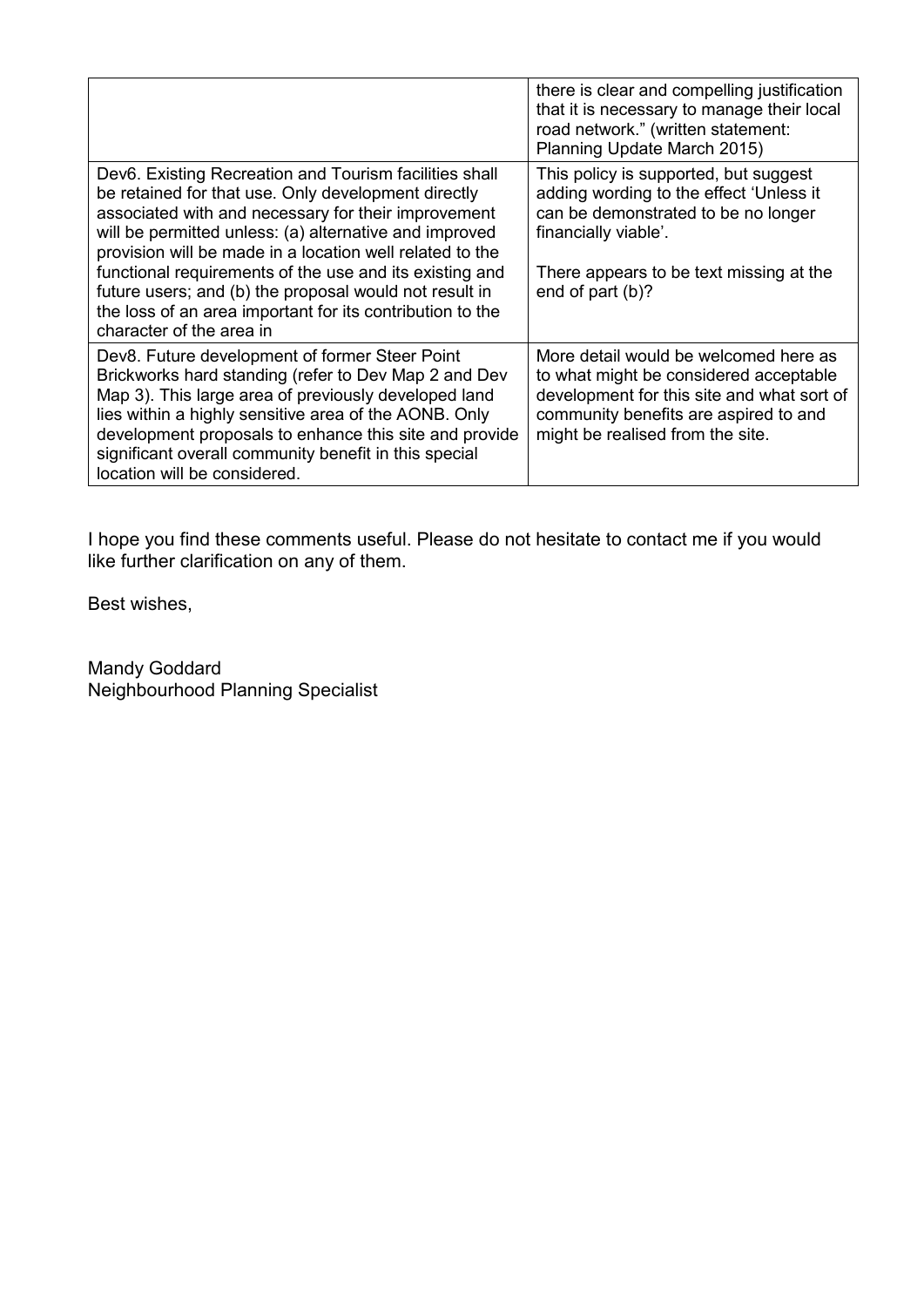| | |
|---|---|
| | there is clear and compelling justification that it is necessary to manage their local road network." (written statement: Planning Update March 2015) |
| Dev6. Existing Recreation and Tourism facilities shall be retained for that use. Only development directly associated with and necessary for their improvement will be permitted unless: (a) alternative and improved provision will be made in a location well related to the functional requirements of the use and its existing and future users; and (b) the proposal would not result in the loss of an area important for its contribution to the character of the area in | This policy is supported, but suggest adding wording to the effect 'Unless it can be demonstrated to be no longer financially viable'.<br><br>There appears to be text missing at the end of part (b)? |
| Dev8. Future development of former Steer Point Brickworks hard standing (refer to Dev Map 2 and Dev Map 3). This large area of previously developed land lies within a highly sensitive area of the AONB. Only development proposals to enhance this site and provide significant overall community benefit in this special location will be considered. | More detail would be welcomed here as to what might be considered acceptable development for this site and what sort of community benefits are aspired to and might be realised from the site. |

I hope you find these comments useful. Please do not hesitate to contact me if you would like further clarification on any of them.

Best wishes,

Mandy Goddard
Neighbourhood Planning Specialist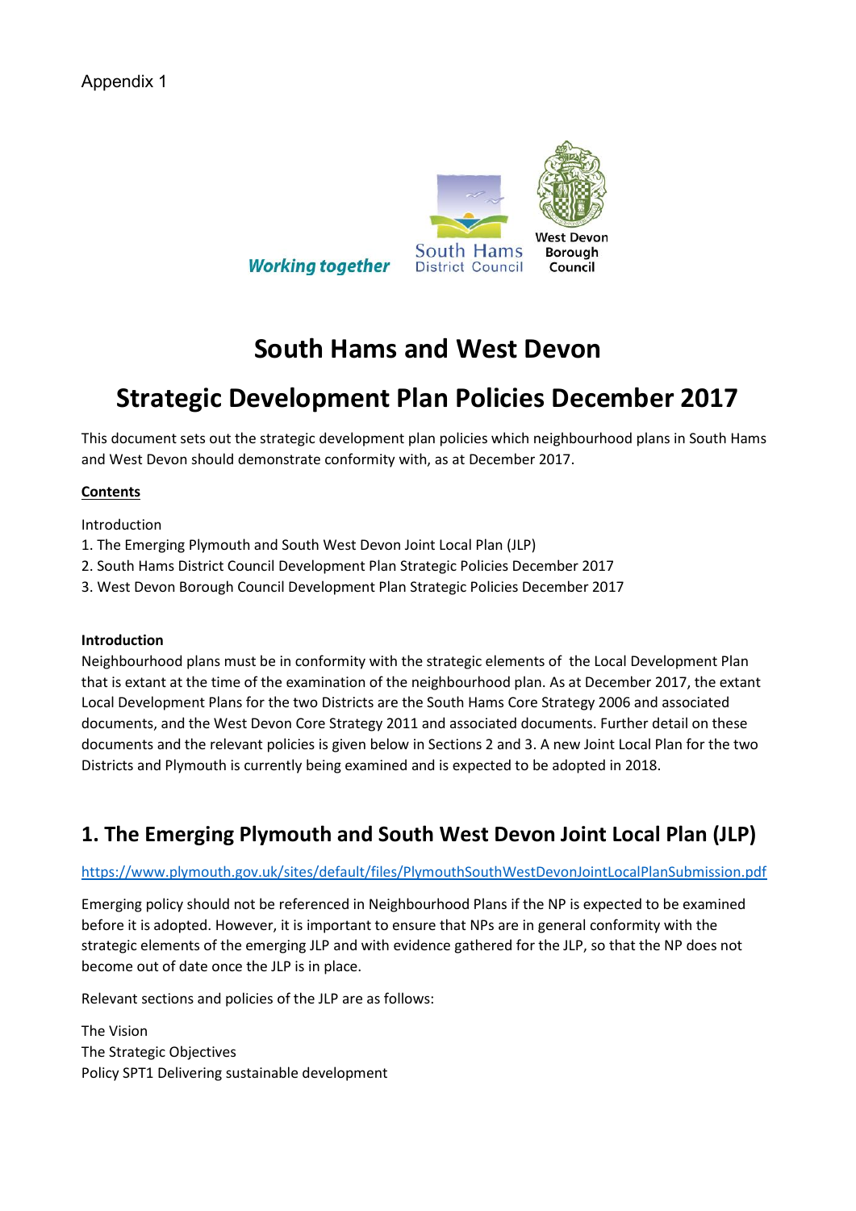Appendix 1

Working together

South Hams District Council

West Devon Borough Council

# South Hams and West Devon

# Strategic Development Plan Policies December 2017

This document sets out the strategic development plan policies which neighbourhood plans in South Hams and West Devon should demonstrate conformity with, as at December 2017.

**Contents**

Introduction
1. The Emerging Plymouth and South West Devon Joint Local Plan (JLP)
2. South Hams District Council Development Plan Strategic Policies December 2017
3. West Devon Borough Council Development Plan Strategic Policies December 2017

**Introduction**

Neighbourhood plans must be in conformity with the strategic elements of the Local Development Plan that is extant at the time of the examination of the neighbourhood plan. As at December 2017, the extant Local Development Plans for the two Districts are the South Hams Core Strategy 2006 and associated documents, and the West Devon Core Strategy 2011 and associated documents. Further detail on these documents and the relevant policies is given below in Sections 2 and 3. A new Joint Local Plan for the two Districts and Plymouth is currently being examined and is expected to be adopted in 2018.

## 1. The Emerging Plymouth and South West Devon Joint Local Plan (JLP)

https://www.plymouth.gov.uk/sites/default/files/PlymouthSouthWestDevonJointLocalPlanSubmission.pdf

Emerging policy should not be referenced in Neighbourhood Plans if the NP is expected to be examined before it is adopted. However, it is important to ensure that NPs are in general conformity with the strategic elements of the emerging JLP and with evidence gathered for the JLP, so that the NP does not become out of date once the JLP is in place.

Relevant sections and policies of the JLP are as follows:

The Vision
The Strategic Objectives
Policy SPT1 Delivering sustainable development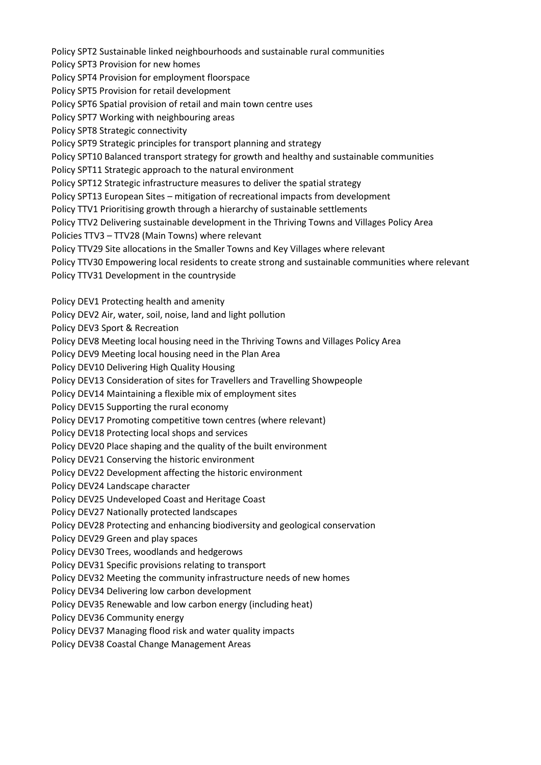Policy SPT2 Sustainable linked neighbourhoods and sustainable rural communities
Policy SPT3 Provision for new homes
Policy SPT4 Provision for employment floorspace
Policy SPT5 Provision for retail development
Policy SPT6 Spatial provision of retail and main town centre uses
Policy SPT7 Working with neighbouring areas
Policy SPT8 Strategic connectivity
Policy SPT9 Strategic principles for transport planning and strategy
Policy SPT10 Balanced transport strategy for growth and healthy and sustainable communities
Policy SPT11 Strategic approach to the natural environment
Policy SPT12 Strategic infrastructure measures to deliver the spatial strategy
Policy SPT13 European Sites – mitigation of recreational impacts from development
Policy TTV1 Prioritising growth through a hierarchy of sustainable settlements
Policy TTV2 Delivering sustainable development in the Thriving Towns and Villages Policy Area
Policies TTV3 – TTV28 (Main Towns) where relevant
Policy TTV29 Site allocations in the Smaller Towns and Key Villages where relevant
Policy TTV30 Empowering local residents to create strong and sustainable communities where relevant
Policy TTV31 Development in the countryside

Policy DEV1 Protecting health and amenity
Policy DEV2 Air, water, soil, noise, land and light pollution
Policy DEV3 Sport & Recreation
Policy DEV8 Meeting local housing need in the Thriving Towns and Villages Policy Area
Policy DEV9 Meeting local housing need in the Plan Area
Policy DEV10 Delivering High Quality Housing
Policy DEV13 Consideration of sites for Travellers and Travelling Showpeople
Policy DEV14 Maintaining a flexible mix of employment sites
Policy DEV15 Supporting the rural economy
Policy DEV17 Promoting competitive town centres (where relevant)
Policy DEV18 Protecting local shops and services
Policy DEV20 Place shaping and the quality of the built environment
Policy DEV21 Conserving the historic environment
Policy DEV22 Development affecting the historic environment
Policy DEV24 Landscape character
Policy DEV25 Undeveloped Coast and Heritage Coast
Policy DEV27 Nationally protected landscapes
Policy DEV28 Protecting and enhancing biodiversity and geological conservation
Policy DEV29 Green and play spaces
Policy DEV30 Trees, woodlands and hedgerows
Policy DEV31 Specific provisions relating to transport
Policy DEV32 Meeting the community infrastructure needs of new homes
Policy DEV34 Delivering low carbon development
Policy DEV35 Renewable and low carbon energy (including heat)
Policy DEV36 Community energy
Policy DEV37 Managing flood risk and water quality impacts
Policy DEV38 Coastal Change Management Areas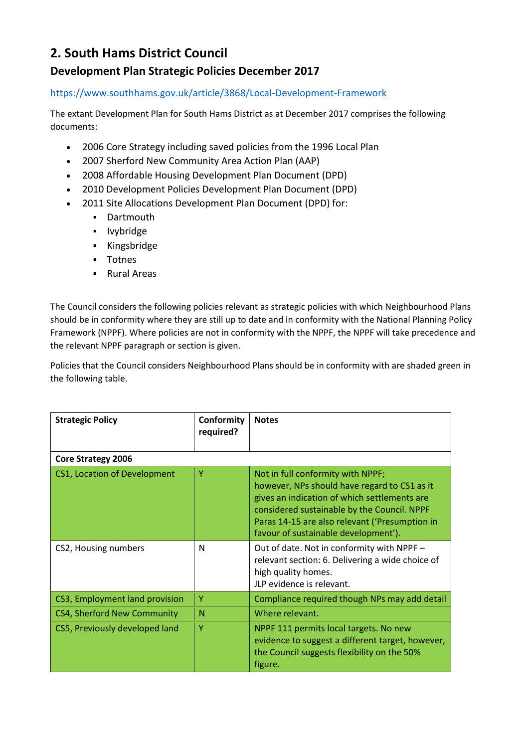# 2. South Hams District Council

## Development Plan Strategic Policies December 2017

https://www.southhams.gov.uk/article/3868/Local-Development-Framework

The extant Development Plan for South Hams District as at December 2017 comprises the following documents:

- 2006 Core Strategy including saved policies from the 1996 Local Plan
- 2007 Sherford New Community Area Action Plan (AAP)
- 2008 Affordable Housing Development Plan Document (DPD)
- 2010 Development Policies Development Plan Document (DPD)
- 2011 Site Allocations Development Plan Document (DPD) for:
    - Dartmouth
    - Ivybridge
    - Kingsbridge
    - Totnes
    - Rural Areas

The Council considers the following policies relevant as strategic policies with which Neighbourhood Plans should be in conformity where they are still up to date and in conformity with the National Planning Policy Framework (NPPF). Where policies are not in conformity with the NPPF, the NPPF will take precedence and the relevant NPPF paragraph or section is given.

Policies that the Council considers Neighbourhood Plans should be in conformity with are shaded green in the following table.

| Strategic Policy | Conformity required? | Notes |
|---|---|---|
| **Core Strategy 2006** | | |
| CS1, Location of Development | Y | Not in full conformity with NPPF; however, NPs should have regard to CS1 as it gives an indication of which settlements are considered sustainable by the Council. NPPF Paras 14-15 are also relevant ('Presumption in favour of sustainable development'). |
| CS2, Housing numbers | N | Out of date. Not in conformity with NPPF – relevant section: 6. Delivering a wide choice of high quality homes. JLP evidence is relevant. |
| CS3, Employment land provision | Y | Compliance required though NPs may add detail |
| CS4, Sherford New Community | N | Where relevant. |
| CS5, Previously developed land | Y | NPPF 111 permits local targets. No new evidence to suggest a different target, however, the Council suggests flexibility on the 50% figure. |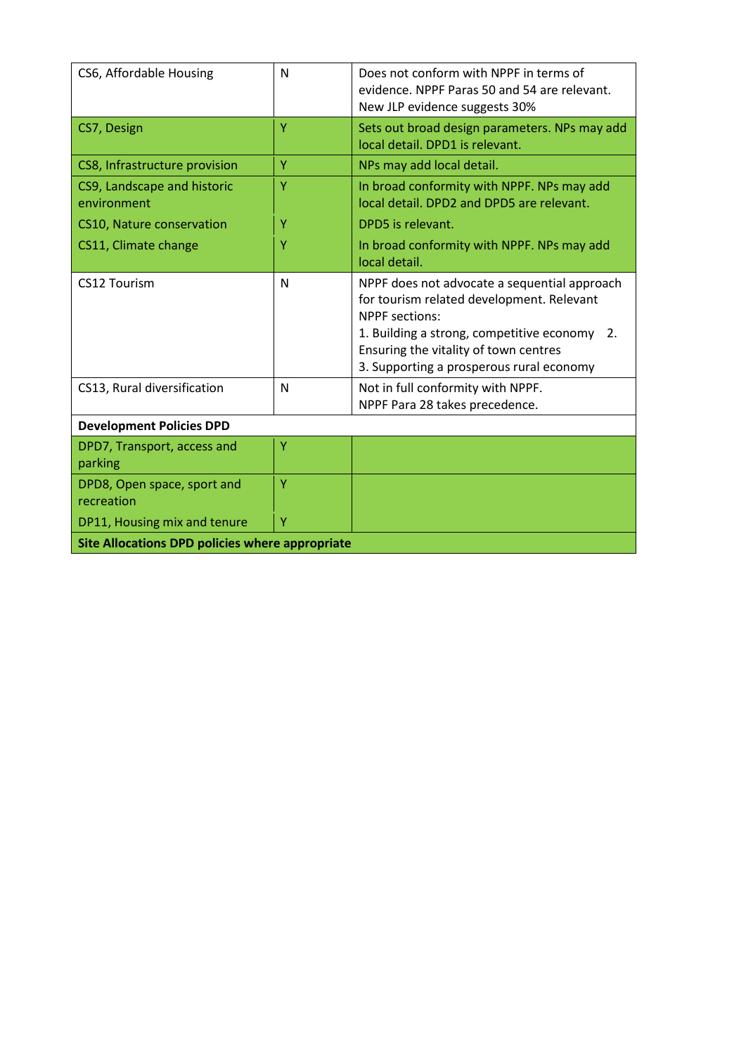| | | |
|---|---|---|
| CS6, Affordable Housing | N | Does not conform with NPPF in terms of evidence. NPPF Paras 50 and 54 are relevant. New JLP evidence suggests 30% |
| CS7, Design | Y | Sets out broad design parameters. NPs may add local detail. DPD1 is relevant. |
| CS8, Infrastructure provision | Y | NPs may add local detail. |
| CS9, Landscape and historic environment | Y | In broad conformity with NPPF. NPs may add local detail. DPD2 and DPD5 are relevant. |
| CS10, Nature conservation | Y | DPD5 is relevant. |
| CS11, Climate change | Y | In broad conformity with NPPF. NPs may add local detail. |
| CS12 Tourism | N | NPPF does not advocate a sequential approach for tourism related development. Relevant NPPF sections:<br>1. Building a strong, competitive economy 2. Ensuring the vitality of town centres<br>3. Supporting a prosperous rural economy |
| CS13, Rural diversification | N | Not in full conformity with NPPF.<br>NPPF Para 28 takes precedence. |
| **Development Policies DPD** | | |
| DPD7, Transport, access and parking | Y | |
| DPD8, Open space, sport and recreation | Y | |
| DP11, Housing mix and tenure | Y | |
| **Site Allocations DPD policies where appropriate** | | |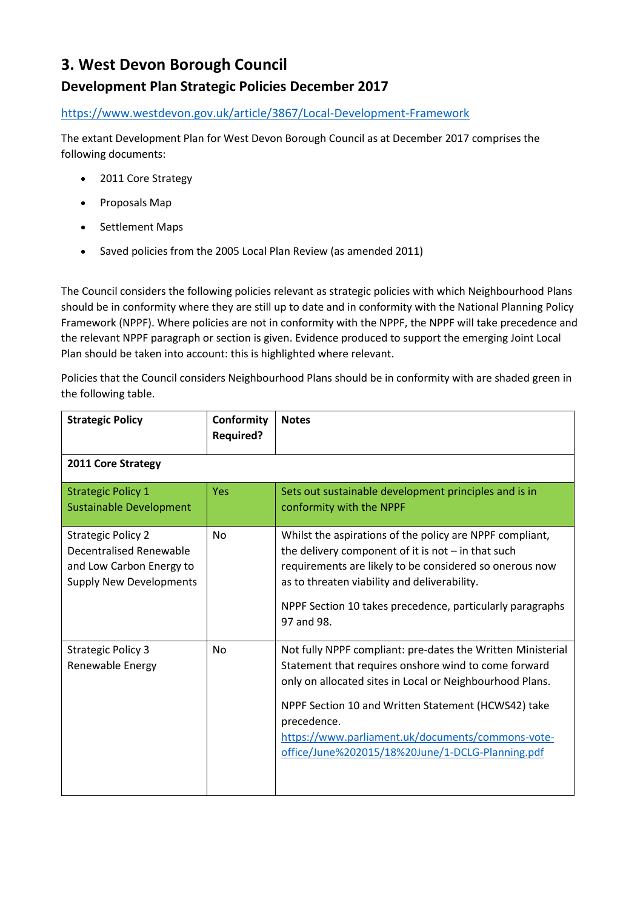# 3. West Devon Borough Council

## Development Plan Strategic Policies December 2017

https://www.westdevon.gov.uk/article/3867/Local-Development-Framework

The extant Development Plan for West Devon Borough Council as at December 2017 comprises the following documents:

- 2011 Core Strategy
- Proposals Map
- Settlement Maps
- Saved policies from the 2005 Local Plan Review (as amended 2011)

The Council considers the following policies relevant as strategic policies with which Neighbourhood Plans should be in conformity where they are still up to date and in conformity with the National Planning Policy Framework (NPPF). Where policies are not in conformity with the NPPF, the NPPF will take precedence and the relevant NPPF paragraph or section is given. Evidence produced to support the emerging Joint Local Plan should be taken into account: this is highlighted where relevant.

Policies that the Council considers Neighbourhood Plans should be in conformity with are shaded green in the following table.

| Strategic Policy | Conformity Required? | Notes |
|---|---|---|
| **2011 Core Strategy** | | |
| Strategic Policy 1 Sustainable Development | Yes | Sets out sustainable development principles and is in conformity with the NPPF |
| Strategic Policy 2 Decentralised Renewable and Low Carbon Energy to Supply New Developments | No | Whilst the aspirations of the policy are NPPF compliant, the delivery component of it is not – in that such requirements are likely to be considered so onerous now as to threaten viability and deliverability.<br><br>NPPF Section 10 takes precedence, particularly paragraphs 97 and 98. |
| Strategic Policy 3 Renewable Energy | No | Not fully NPPF compliant: pre-dates the Written Ministerial Statement that requires onshore wind to come forward only on allocated sites in Local or Neighbourhood Plans.<br><br>NPPF Section 10 and Written Statement (HCWS42) take precedence.<br>https://www.parliament.uk/documents/commons-vote-office/June%202015/18%20June/1-DCLG-Planning.pdf |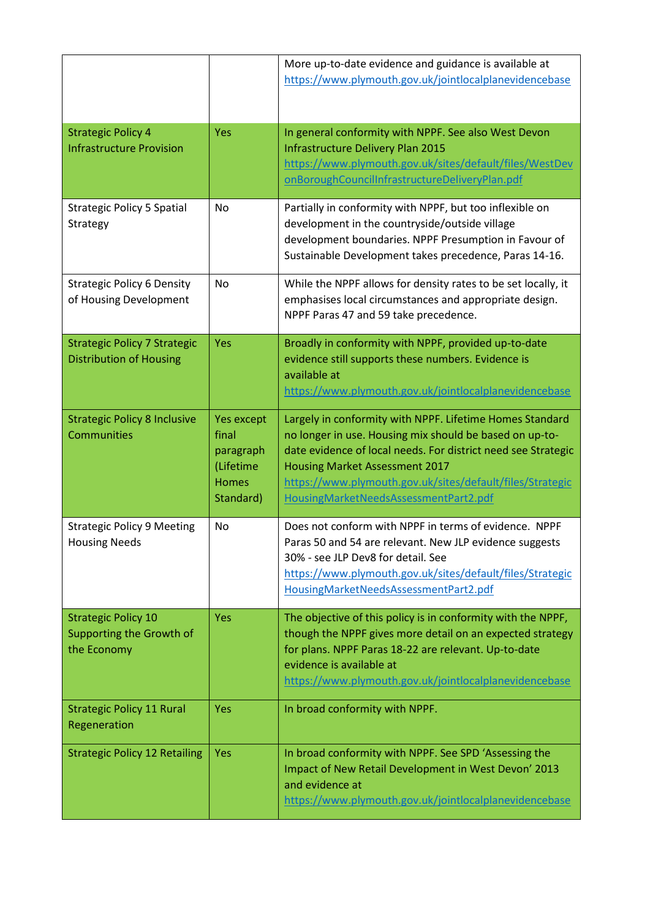| | | |
|---|---|---|
| | | More up-to-date evidence and guidance is available at https://www.plymouth.gov.uk/jointlocalplanevidencebase |
| Strategic Policy 4 Infrastructure Provision | Yes | In general conformity with NPPF. See also West Devon Infrastructure Delivery Plan 2015 https://www.plymouth.gov.uk/sites/default/files/WestDevonBoroughCouncilInfrastructureDeliveryPlan.pdf |
| Strategic Policy 5 Spatial Strategy | No | Partially in conformity with NPPF, but too inflexible on development in the countryside/outside village development boundaries. NPPF Presumption in Favour of Sustainable Development takes precedence, Paras 14-16. |
| Strategic Policy 6 Density of Housing Development | No | While the NPPF allows for density rates to be set locally, it emphasises local circumstances and appropriate design. NPPF Paras 47 and 59 take precedence. |
| Strategic Policy 7 Strategic Distribution of Housing | Yes | Broadly in conformity with NPPF, provided up-to-date evidence still supports these numbers. Evidence is available at https://www.plymouth.gov.uk/jointlocalplanevidencebase |
| Strategic Policy 8 Inclusive Communities | Yes except final paragraph (Lifetime Homes Standard) | Largely in conformity with NPPF. Lifetime Homes Standard no longer in use. Housing mix should be based on up-to-date evidence of local needs. For district need see Strategic Housing Market Assessment 2017 https://www.plymouth.gov.uk/sites/default/files/StrategicHousingMarketNeedsAssessmentPart2.pdf |
| Strategic Policy 9 Meeting Housing Needs | No | Does not conform with NPPF in terms of evidence. NPPF Paras 50 and 54 are relevant. New JLP evidence suggests 30% - see JLP Dev8 for detail. See https://www.plymouth.gov.uk/sites/default/files/StrategicHousingMarketNeedsAssessmentPart2.pdf |
| Strategic Policy 10 Supporting the Growth of the Economy | Yes | The objective of this policy is in conformity with the NPPF, though the NPPF gives more detail on an expected strategy for plans. NPPF Paras 18-22 are relevant. Up-to-date evidence is available at https://www.plymouth.gov.uk/jointlocalplanevidencebase |
| Strategic Policy 11 Rural Regeneration | Yes | In broad conformity with NPPF. |
| Strategic Policy 12 Retailing | Yes | In broad conformity with NPPF. See SPD 'Assessing the Impact of New Retail Development in West Devon' 2013 and evidence at https://www.plymouth.gov.uk/jointlocalplanevidencebase |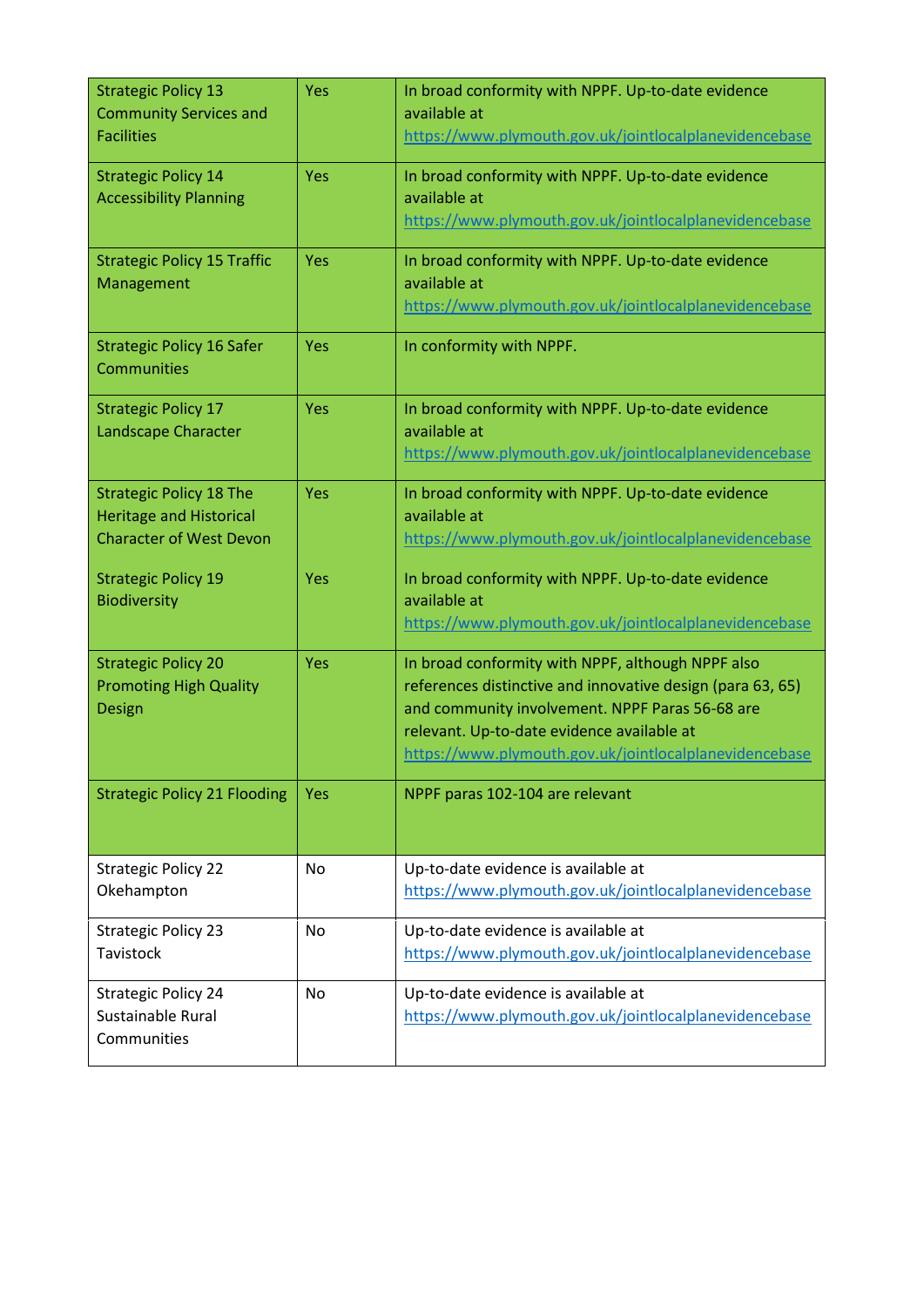| | | |
|---|---|---|
| Strategic Policy 13 Community Services and Facilities | Yes | In broad conformity with NPPF. Up-to-date evidence available at https://www.plymouth.gov.uk/jointlocalplanevidencebase |
| Strategic Policy 14 Accessibility Planning | Yes | In broad conformity with NPPF. Up-to-date evidence available at https://www.plymouth.gov.uk/jointlocalplanevidencebase |
| Strategic Policy 15 Traffic Management | Yes | In broad conformity with NPPF. Up-to-date evidence available at https://www.plymouth.gov.uk/jointlocalplanevidencebase |
| Strategic Policy 16 Safer Communities | Yes | In conformity with NPPF. |
| Strategic Policy 17 Landscape Character | Yes | In broad conformity with NPPF. Up-to-date evidence available at https://www.plymouth.gov.uk/jointlocalplanevidencebase |
| Strategic Policy 18 The Heritage and Historical Character of West Devon | Yes | In broad conformity with NPPF. Up-to-date evidence available at https://www.plymouth.gov.uk/jointlocalplanevidencebase |
| Strategic Policy 19 Biodiversity | Yes | In broad conformity with NPPF. Up-to-date evidence available at https://www.plymouth.gov.uk/jointlocalplanevidencebase |
| Strategic Policy 20 Promoting High Quality Design | Yes | In broad conformity with NPPF, although NPPF also references distinctive and innovative design (para 63, 65) and community involvement. NPPF Paras 56-68 are relevant. Up-to-date evidence available at https://www.plymouth.gov.uk/jointlocalplanevidencebase |
| Strategic Policy 21 Flooding | Yes | NPPF paras 102-104 are relevant |
| Strategic Policy 22 Okehampton | No | Up-to-date evidence is available at https://www.plymouth.gov.uk/jointlocalplanevidencebase |
| Strategic Policy 23 Tavistock | No | Up-to-date evidence is available at https://www.plymouth.gov.uk/jointlocalplanevidencebase |
| Strategic Policy 24 Sustainable Rural Communities | No | Up-to-date evidence is available at https://www.plymouth.gov.uk/jointlocalplanevidencebase |